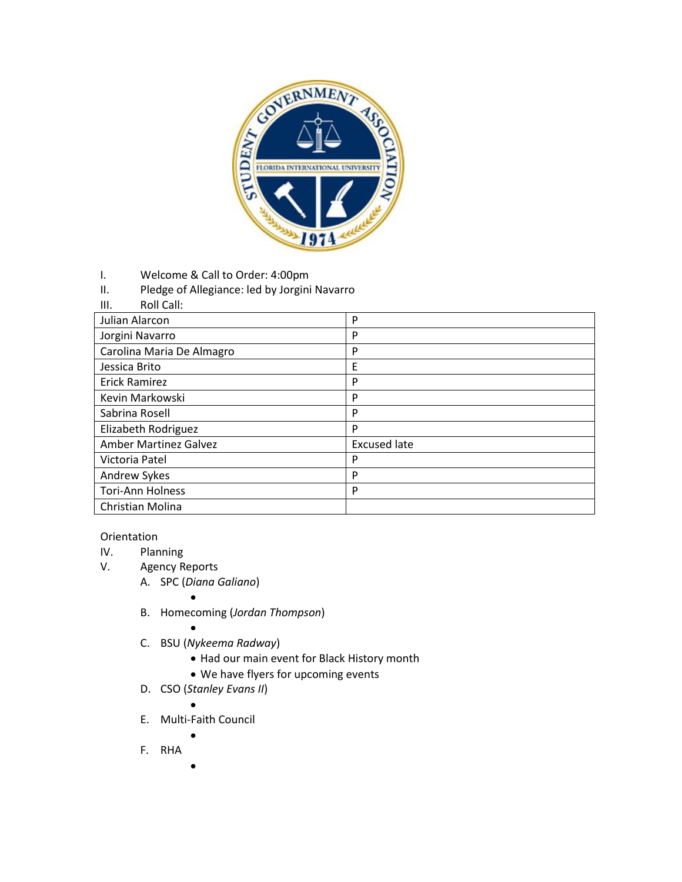I. Welcome & Call to Order: 4:00pm

II. Pledge of Allegiance: led by Jorgini Navarro

III. Roll Call:

| Julian Alarcon | P |
|---|---|
| Jorgini Navarro | P |
| Carolina Maria De Almagro | P |
| Jessica Brito | E |
| Erick Ramirez | P |
| Kevin Markowski | P |
| Sabrina Rosell | P |
| Elizabeth Rodriguez | P |
| Amber Martinez Galvez | Excused late |
| Victoria Patel | P |
| Andrew Sykes | P |
| Tori-Ann Holness | P |
| Christian Molina | |

Orientation

IV. Planning

V. Agency Reports

A. SPC (*Diana Galiano*)
   - 

B. Homecoming (*Jordan Thompson*)
   - 

C. BSU (*Nykeema Radway*)
   - Had our main event for Black History month
   - We have flyers for upcoming events

D. CSO (*Stanley Evans II*)
   - 

E. Multi-Faith Council
   - 

F. RHA
   -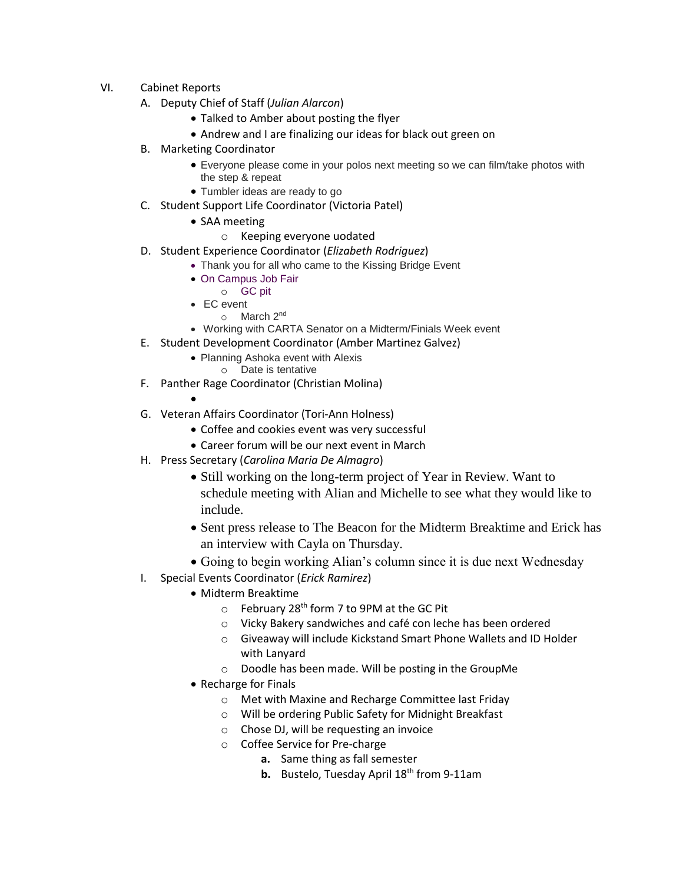VI. Cabinet Reports

A. Deputy Chief of Staff (*Julian Alarcon*)
   - Talked to Amber about posting the flyer
   - Andrew and I are finalizing our ideas for black out green on

B. Marketing Coordinator
   - Everyone please come in your polos next meeting so we can film/take photos with the step & repeat
   - Tumbler ideas are ready to go

C. Student Support Life Coordinator (Victoria Patel)
   - SAA meeting
     - Keeping everyone uodated

D. Student Experience Coordinator (*Elizabeth Rodriguez*)
   - Thank you for all who came to the Kissing Bridge Event
   - On Campus Job Fair
     - GC pit
   - EC event
     - March 2nd
   - Working with CARTA Senator on a Midterm/Finials Week event

E. Student Development Coordinator (Amber Martinez Galvez)
   - Planning Ashoka event with Alexis
     - Date is tentative

F. Panther Rage Coordinator (Christian Molina)
   - 

G. Veteran Affairs Coordinator (Tori-Ann Holness)
   - Coffee and cookies event was very successful
   - Career forum will be our next event in March

H. Press Secretary (*Carolina Maria De Almagro*)
   - Still working on the long-term project of Year in Review. Want to schedule meeting with Alian and Michelle to see what they would like to include.
   - Sent press release to The Beacon for the Midterm Breaktime and Erick has an interview with Cayla on Thursday.
   - Going to begin working Alian's column since it is due next Wednesday

I. Special Events Coordinator (*Erick Ramirez*)
   - Midterm Breaktime
     - February 28th form 7 to 9PM at the GC Pit
     - Vicky Bakery sandwiches and café con leche has been ordered
     - Giveaway will include Kickstand Smart Phone Wallets and ID Holder with Lanyard
     - Doodle has been made. Will be posting in the GroupMe
   - Recharge for Finals
     - Met with Maxine and Recharge Committee last Friday
     - Will be ordering Public Safety for Midnight Breakfast
     - Chose DJ, will be requesting an invoice
     - Coffee Service for Pre-charge
       - **a.** Same thing as fall semester
       - **b.** Bustelo, Tuesday April 18th from 9-11am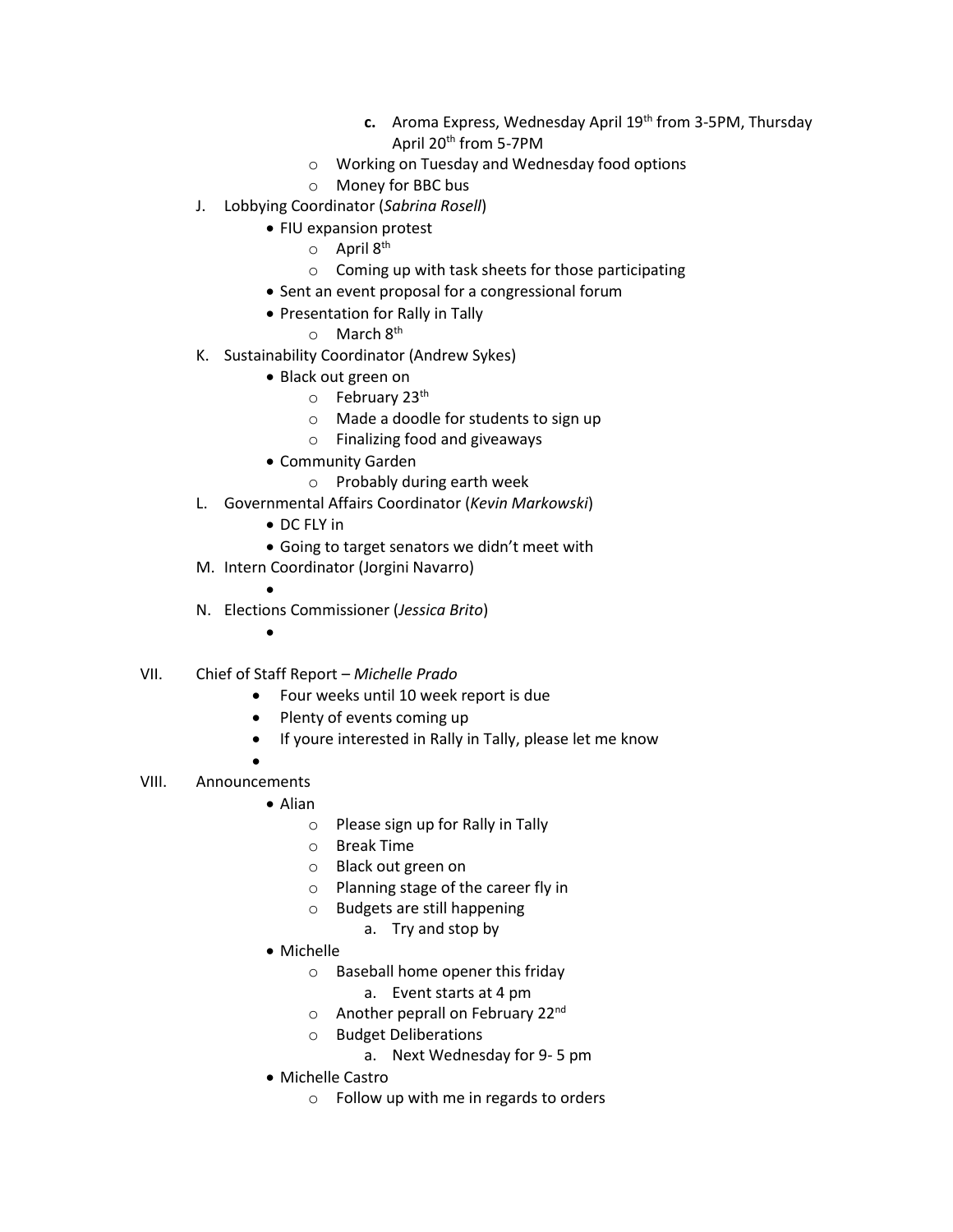- **c.** Aroma Express, Wednesday April 19th from 3-5PM, Thursday April 20th from 5-7PM
  - Working on Tuesday and Wednesday food options
  - Money for BBC bus

J. Lobbying Coordinator (*Sabrina Rosell*)
  - FIU expansion protest
    - April 8th
    - Coming up with task sheets for those participating
  - Sent an event proposal for a congressional forum
  - Presentation for Rally in Tally
    - March 8th

K. Sustainability Coordinator (Andrew Sykes)
  - Black out green on
    - February 23th
    - Made a doodle for students to sign up
    - Finalizing food and giveaways
  - Community Garden
    - Probably during earth week

L. Governmental Affairs Coordinator (*Kevin Markowski*)
  - DC FLY in
  - Going to target senators we didn't meet with

M. Intern Coordinator (Jorgini Navarro)
  -

N. Elections Commissioner (*Jessica Brito*)
  -

VII. Chief of Staff Report – *Michelle Prado*
  - Four weeks until 10 week report is due
  - Plenty of events coming up
  - If youre interested in Rally in Tally, please let me know
  -

VIII. Announcements
  - Alian
    - Please sign up for Rally in Tally
    - Break Time
    - Black out green on
    - Planning stage of the career fly in
    - Budgets are still happening
      a. Try and stop by
  - Michelle
    - Baseball home opener this friday
      a. Event starts at 4 pm
    - Another peprall on February 22nd
    - Budget Deliberations
      a. Next Wednesday for 9- 5 pm
  - Michelle Castro
    - Follow up with me in regards to orders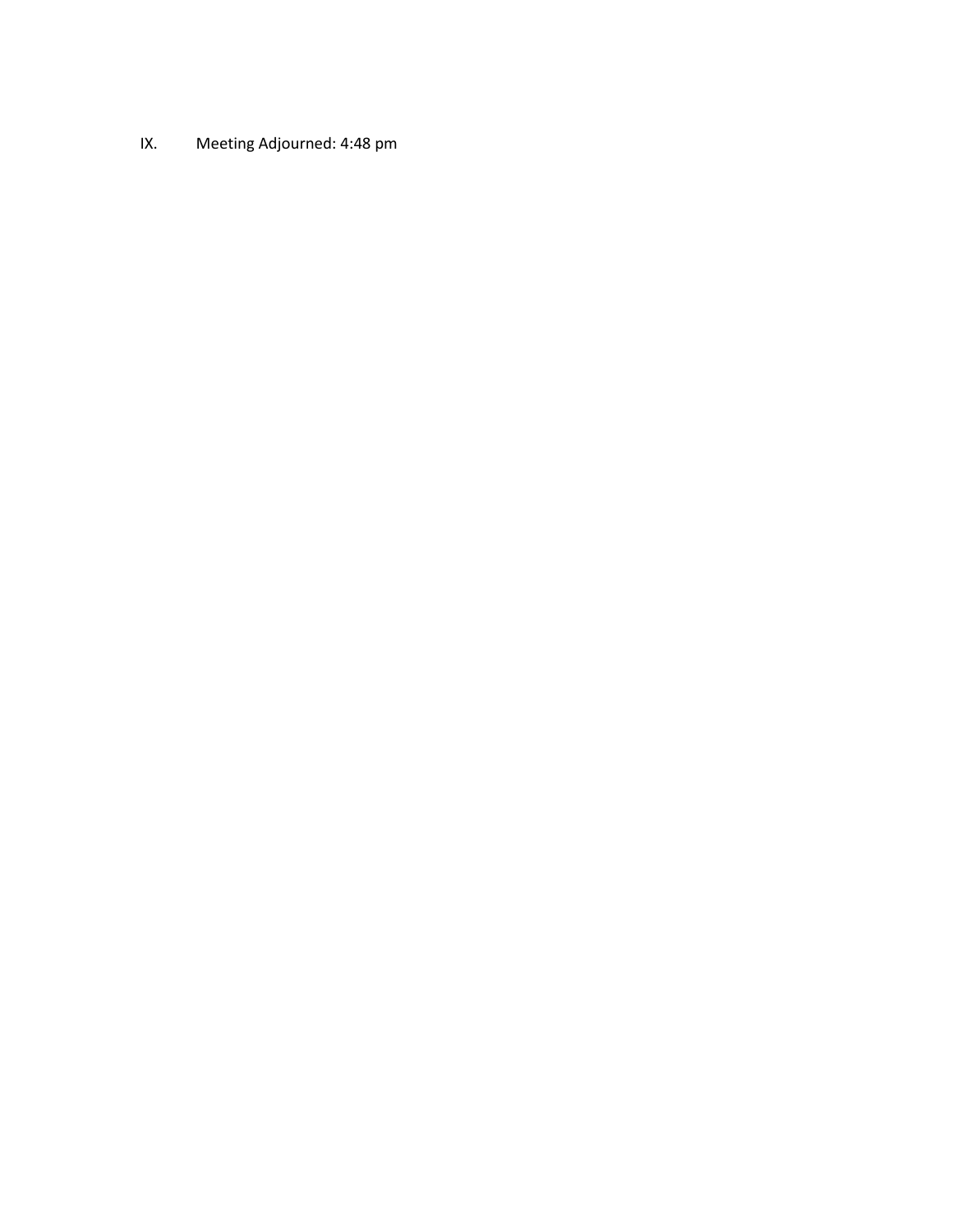IX. Meeting Adjourned: 4:48 pm